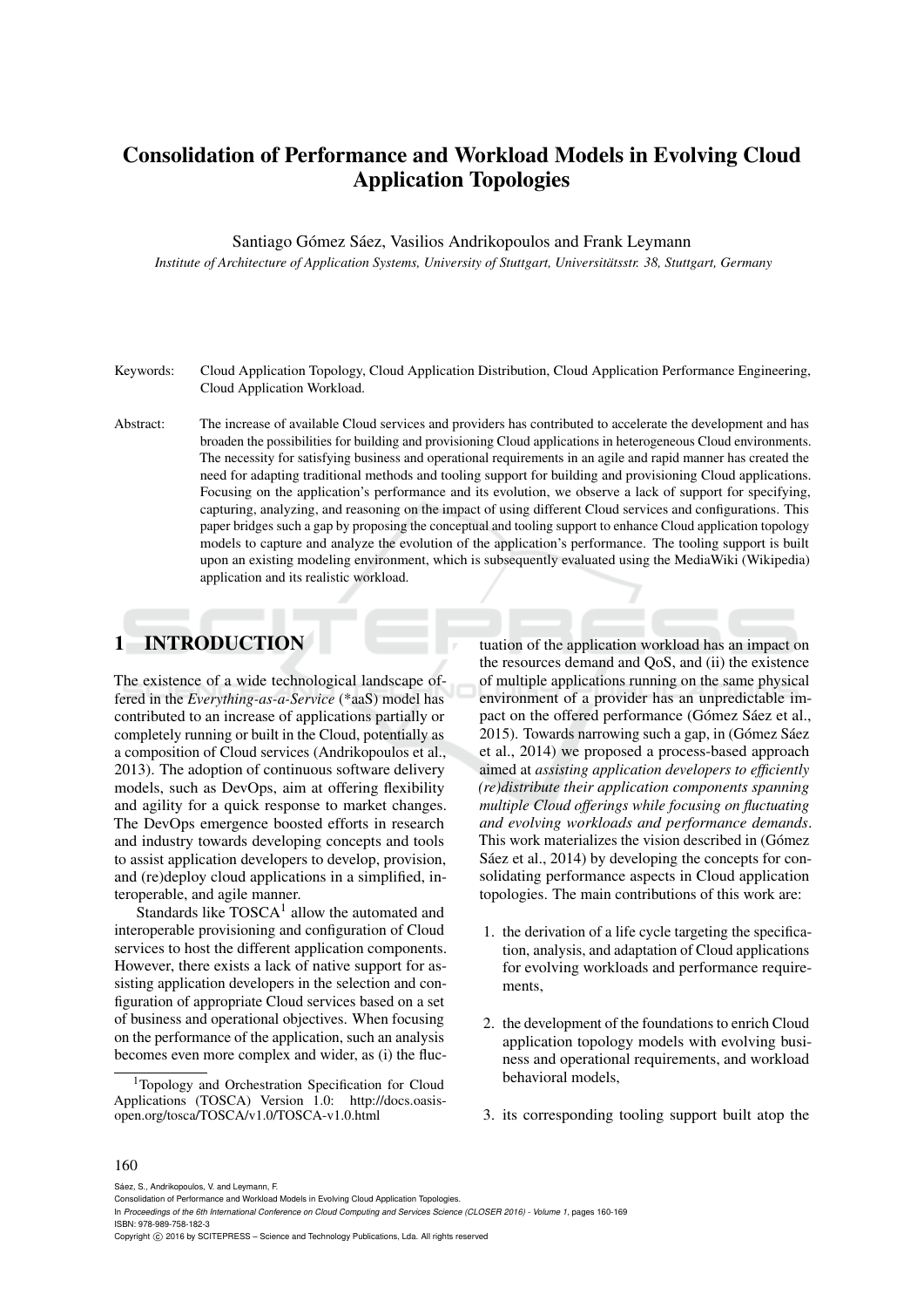# Consolidation of Performance and Workload Models in Evolving Cloud Application Topologies

Santiago Gómez Sáez, Vasilios Andrikopoulos and Frank Leymann

*Institute of Architecture of Application Systems, University of Stuttgart, Universitätsstr. 38, Stuttgart, Germany*

Keywords: Cloud Application Topology, Cloud Application Distribution, Cloud Application Performance Engineering, Cloud Application Workload.

Abstract: The increase of available Cloud services and providers has contributed to accelerate the development and has broaden the possibilities for building and provisioning Cloud applications in heterogeneous Cloud environments. The necessity for satisfying business and operational requirements in an agile and rapid manner has created the need for adapting traditional methods and tooling support for building and provisioning Cloud applications. Focusing on the application's performance and its evolution, we observe a lack of support for specifying, capturing, analyzing, and reasoning on the impact of using different Cloud services and configurations. This paper bridges such a gap by proposing the conceptual and tooling support to enhance Cloud application topology models to capture and analyze the evolution of the application's performance. The tooling support is built upon an existing modeling environment, which is subsequently evaluated using the MediaWiki (Wikipedia) application and its realistic workload.

## 1 INTRODUCTION

The existence of a wide technological landscape offered in the *Everything-as-a-Service* (*aaS) model has contributed to an increase of applications partially or completely running or built in the Cloud, potentially as a composition of Cloud services (Andrikopoulos et al., 2013). The adoption of continuous software delivery models, such as DevOps, aim at offering flexibility and agility for a quick response to market changes. The DevOps emergence boosted efforts in research and industry towards developing concepts and tools to assist application developers to develop, provision, and (re)deploy cloud applications in a simplified, interoperable, and agile manner.

Standards like TOSCA[1] allow the automated and interoperable provisioning and configuration of Cloud services to host the different application components. However, there exists a lack of native support for assisting application developers in the selection and configuration of appropriate Cloud services based on a set of business and operational objectives. When focusing on the performance of the application, such an analysis becomes even more complex and wider, as (i) the fluctuation of the application workload has an impact on the resources demand and QoS, and (ii) the existence of multiple applications running on the same physical environment of a provider has an unpredictable impact on the offered performance (Gómez Sáez et al., 2015). Towards narrowing such a gap, in (Gómez Sáez et al., 2014) we proposed a process-based approach aimed at *assisting application developers to efficiently (re)distribute their application components spanning multiple Cloud offerings while focusing on fluctuating and evolving workloads and performance demands*. This work materializes the vision described in (Gómez Sáez et al., 2014) by developing the concepts for consolidating performance aspects in Cloud application topologies. The main contributions of this work are:

1. the derivation of a life cycle targeting the specification, analysis, and adaptation of Cloud applications for evolving workloads and performance requirements,
2. the development of the foundations to enrich Cloud application topology models with evolving business and operational requirements, and workload behavioral models,
3. its corresponding tooling support built atop the

[1] Topology and Orchestration Specification for Cloud Applications (TOSCA) Version 1.0: http://docs.oasis-open.org/tosca/TOSCA/v1.0/TOSCA-v1.0.html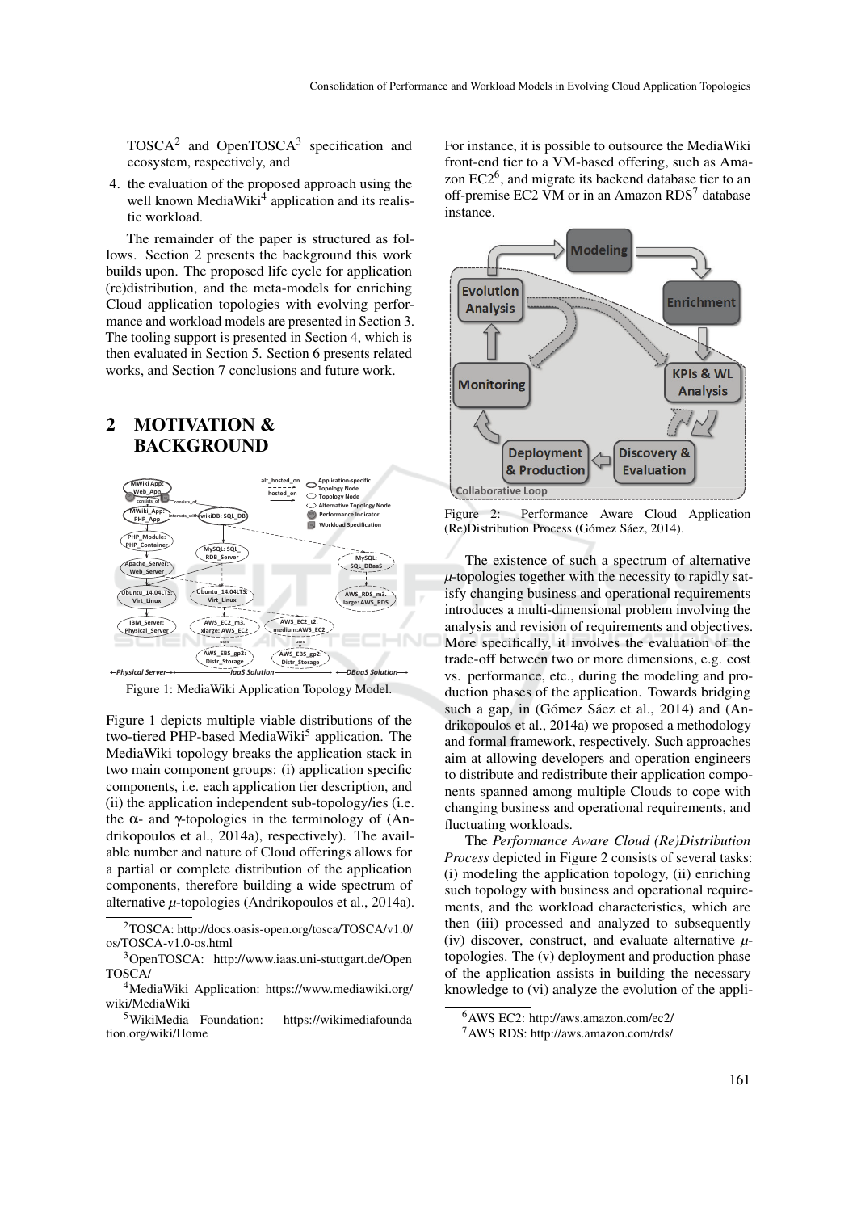TOSCA[2] and OpenTOSCA[3] specification and ecosystem, respectively, and

4. the evaluation of the proposed approach using the well known MediaWiki[4] application and its realistic workload.

The remainder of the paper is structured as follows. Section 2 presents the background this work builds upon. The proposed life cycle for application (re)distribution, and the meta-models for enriching Cloud application topologies with evolving performance and workload models are presented in Section 3. The tooling support is presented in Section 4, which is then evaluated in Section 5. Section 6 presents related works, and Section 7 conclusions and future work.

## 2 MOTIVATION & BACKGROUND

Figure 1: MediaWiki Application Topology Model.

Figure 1 depicts multiple viable distributions of the two-tiered PHP-based MediaWiki[5] application. The MediaWiki topology breaks the application stack in two main component groups: (i) application specific components, i.e. each application tier description, and (ii) the application independent sub-topology/ies (i.e. the $\alpha$- and $\gamma$-topologies in the terminology of (Andrikopoulos et al., 2014a), respectively). The available number and nature of Cloud offerings allows for a partial or complete distribution of the application components, therefore building a wide spectrum of alternative $\mu$-topologies (Andrikopoulos et al., 2014a). For instance, it is possible to outsource the MediaWiki front-end tier to a VM-based offering, such as Amazon EC2[6], and migrate its backend database tier to an off-premise EC2 VM or in an Amazon RDS[7] database instance.

Figure 2: Performance Aware Cloud Application (Re)Distribution Process (Gómez Sáez, 2014).

The existence of such a spectrum of alternative $\mu$-topologies together with the necessity to rapidly satisfy changing business and operational requirements introduces a multi-dimensional problem involving the analysis and revision of requirements and objectives. More specifically, it involves the evaluation of the trade-off between two or more dimensions, e.g. cost vs. performance, etc., during the modeling and production phases of the application. Towards bridging such a gap, in (Gómez Sáez et al., 2014) and (Andrikopoulos et al., 2014a) we proposed a methodology and formal framework, respectively. Such approaches aim at allowing developers and operation engineers to distribute and redistribute their application components spanned among multiple Clouds to cope with changing business and operational requirements, and fluctuating workloads.

The *Performance Aware Cloud (Re)Distribution Process* depicted in Figure 2 consists of several tasks: (i) modeling the application topology, (ii) enriching such topology with business and operational requirements, and the workload characteristics, which are then (iii) processed and analyzed to subsequently (iv) discover, construct, and evaluate alternative $\mu$-topologies. The (v) deployment and production phase of the application assists in building the necessary knowledge to (vi) analyze the evolution of the appli-

---

[2] TOSCA: http://docs.oasis-open.org/tosca/TOSCA/v1.0/os/TOSCA-v1.0-os.html

[3] OpenTOSCA: http://www.iaas.uni-stuttgart.de/OpenTOSCA/

[4] MediaWiki Application: https://www.mediawiki.org/wiki/MediaWiki

[5] WikiMedia Foundation: https://wikimediafoundation.org/wiki/Home

[6] AWS EC2: http://aws.amazon.com/ec2/

[7] AWS RDS: http://aws.amazon.com/rds/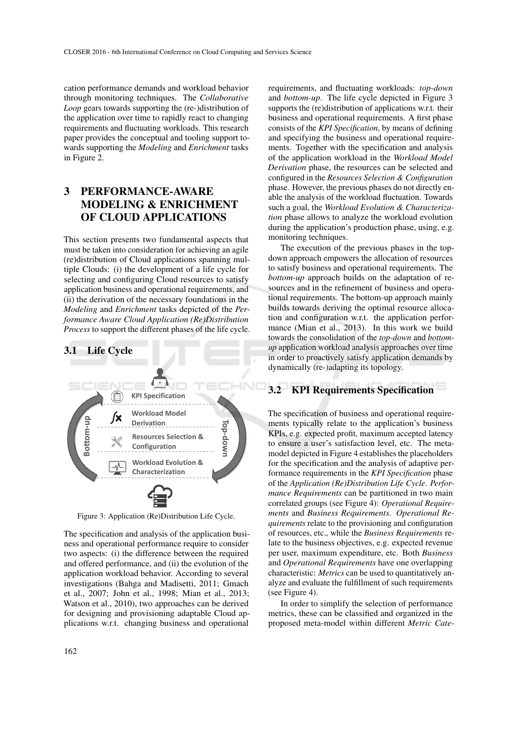cation performance demands and workload behavior through monitoring techniques. The *Collaborative Loop* gears towards supporting the (re-)distribution of the application over time to rapidly react to changing requirements and fluctuating workloads. This research paper provides the conceptual and tooling support towards supporting the *Modeling* and *Enrichment* tasks in Figure 2.

# 3 PERFORMANCE-AWARE MODELING & ENRICHMENT OF CLOUD APPLICATIONS

This section presents two fundamental aspects that must be taken into consideration for achieving an agile (re)distribution of Cloud applications spanning multiple Clouds: (i) the development of a life cycle for selecting and configuring Cloud resources to satisfy application business and operational requirements, and (ii) the derivation of the necessary foundations in the *Modeling* and *Enrichment* tasks depicted of the *Performance Aware Cloud Application (Re)Distribution Process* to support the different phases of the life cycle.

## 3.1 Life Cycle

Figure 3: Application (Re)Distribution Life Cycle.

The specification and analysis of the application business and operational performance require to consider two aspects: (i) the difference between the required and offered performance, and (ii) the evolution of the application workload behavior. According to several investigations (Bahga and Madisetti, 2011; Gmach et al., 2007; John et al., 1998; Mian et al., 2013; Watson et al., 2010), two approaches can be derived for designing and provisioning adaptable Cloud applications w.r.t. changing business and operational requirements, and fluctuating workloads: *top-down* and *bottom-up*. The life cycle depicted in Figure 3 supports the (re)distribution of applications w.r.t. their business and operational requirements. A first phase consists of the *KPI Specification*, by means of defining and specifying the business and operational requirements. Together with the specification and analysis of the application workload in the *Workload Model Derivation* phase, the resources can be selected and configured in the *Resources Selection & Configuration* phase. However, the previous phases do not directly enable the analysis of the workload fluctuation. Towards such a goal, the *Workload Evolution & Characterization* phase allows to analyze the workload evolution during the application's production phase, using, e.g. monitoring techniques.

The execution of the previous phases in the top-down approach empowers the allocation of resources to satisfy business and operational requirements. The *bottom-up* approach builds on the adaptation of resources and in the refinement of business and operational requirements. The bottom-up approach mainly builds towards deriving the optimal resource allocation and configuration w.r.t. the application performance (Mian et al., 2013). In this work we build towards the consolidation of the *top-down* and *bottom-up* application workload analysis approaches over time in order to proactively satisfy application demands by dynamically (re-)adapting its topology.

## 3.2 KPI Requirements Specification

The specification of business and operational requirements typically relate to the application's business KPIs, e.g. expected profit, maximum accepted latency to ensure a user's satisfaction level, etc. The meta-model depicted in Figure 4 establishes the placeholders for the specification and the analysis of adaptive performance requirements in the *KPI Specification* phase of the *Application (Re)Distribution Life Cycle*. *Performance Requirements* can be partitioned in two main correlated groups (see Figure 4): *Operational Requirements* and *Business Requirements*. *Operational Requirements* relate to the provisioning and configuration of resources, etc., while the *Business Requirements* relate to the business objectives, e.g. expected revenue per user, maximum expenditure, etc. Both *Business* and *Operational Requirements* have one overlapping characteristic: *Metrics* can be used to quantitatively analyze and evaluate the fulfillment of such requirements (see Figure 4).

In order to simplify the selection of performance metrics, these can be classified and organized in the proposed meta-model within different *Metric Cate-*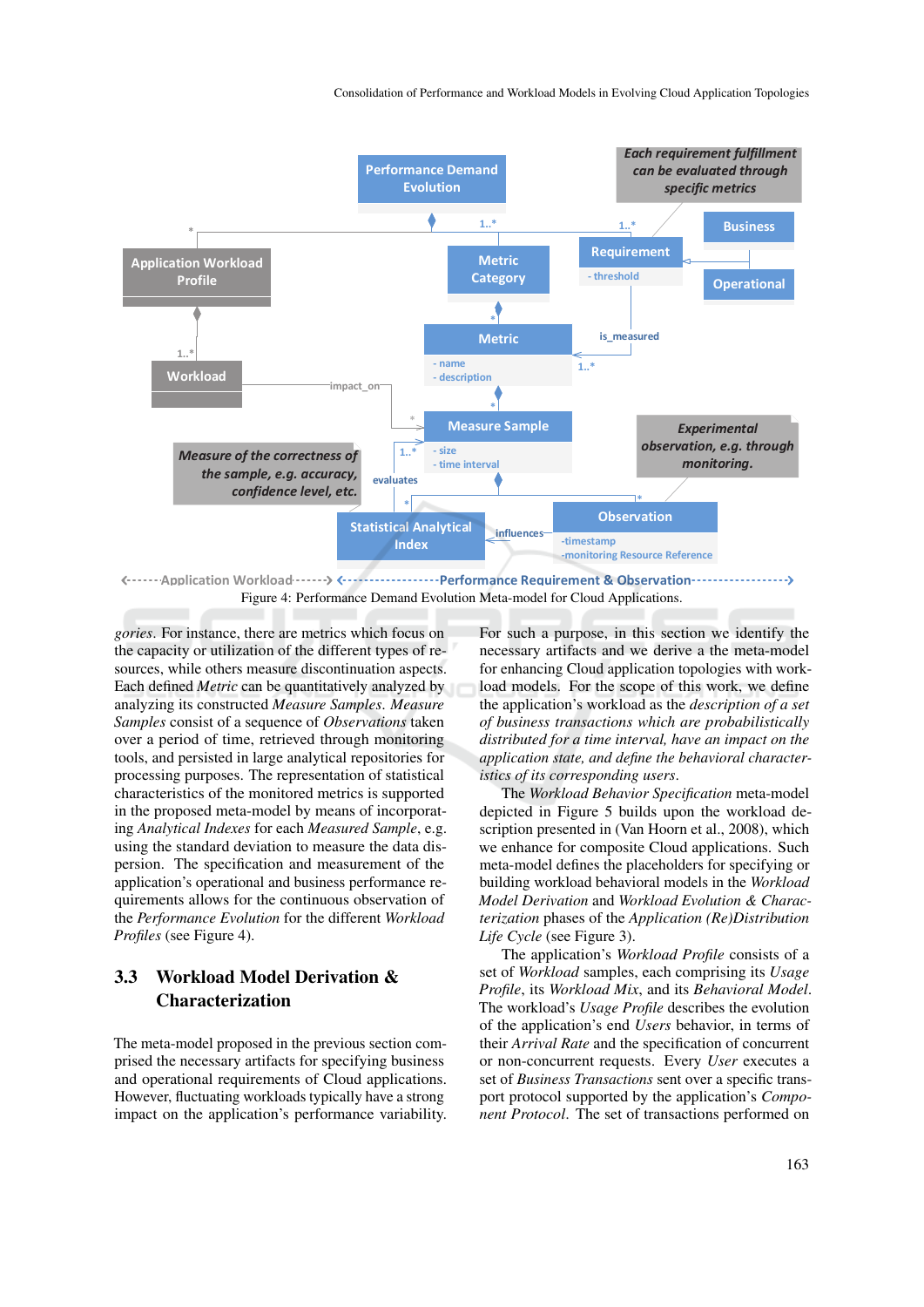Figure 4: Performance Demand Evolution Meta-model for Cloud Applications.

*gories*. For instance, there are metrics which focus on the capacity or utilization of the different types of resources, while others measure discontinuation aspects. Each defined *Metric* can be quantitatively analyzed by analyzing its constructed *Measure Samples*. *Measure Samples* consist of a sequence of *Observations* taken over a period of time, retrieved through monitoring tools, and persisted in large analytical repositories for processing purposes. The representation of statistical characteristics of the monitored metrics is supported in the proposed meta-model by means of incorporating *Analytical Indexes* for each *Measured Sample*, e.g. using the standard deviation to measure the data dispersion. The specification and measurement of the application's operational and business performance requirements allows for the continuous observation of the *Performance Evolution* for the different *Workload Profiles* (see Figure 4).

### 3.3 Workload Model Derivation & Characterization

The meta-model proposed in the previous section comprised the necessary artifacts for specifying business and operational requirements of Cloud applications. However, fluctuating workloads typically have a strong impact on the application's performance variability. For such a purpose, in this section we identify the necessary artifacts and we derive a the meta-model for enhancing Cloud application topologies with workload models. For the scope of this work, we define the application's workload as the *description of a set of business transactions which are probabilistically distributed for a time interval, have an impact on the application state, and define the behavioral characteristics of its corresponding users*.

The *Workload Behavior Specification* meta-model depicted in Figure 5 builds upon the workload description presented in (Van Hoorn et al., 2008), which we enhance for composite Cloud applications. Such meta-model defines the placeholders for specifying or building workload behavioral models in the *Workload Model Derivation* and *Workload Evolution & Characterization* phases of the *Application (Re)Distribution Life Cycle* (see Figure 3).

The application's *Workload Profile* consists of a set of *Workload* samples, each comprising its *Usage Profile*, its *Workload Mix*, and its *Behavioral Model*. The workload's *Usage Profile* describes the evolution of the application's end *Users* behavior, in terms of their *Arrival Rate* and the specification of concurrent or non-concurrent requests. Every *User* executes a set of *Business Transactions* sent over a specific transport protocol supported by the application's *Component Protocol*. The set of transactions performed on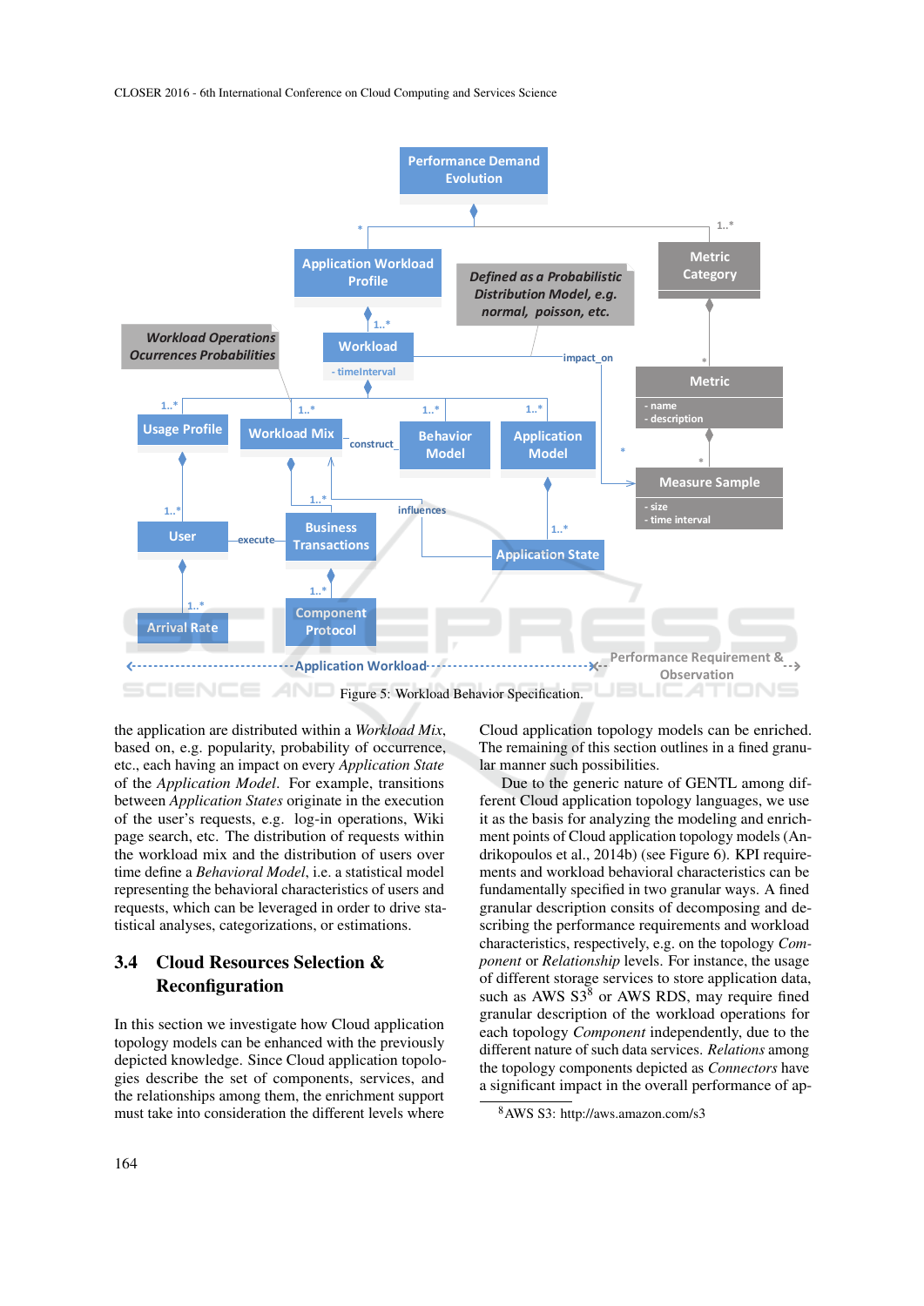Figure 5: Workload Behavior Specification.

the application are distributed within a *Workload Mix*, based on, e.g. popularity, probability of occurrence, etc., each having an impact on every *Application State* of the *Application Model*. For example, transitions between *Application States* originate in the execution of the user's requests, e.g. log-in operations, Wiki page search, etc. The distribution of requests within the workload mix and the distribution of users over time define a *Behavioral Model*, i.e. a statistical model representing the behavioral characteristics of users and requests, which can be leveraged in order to drive statistical analyses, categorizations, or estimations.

## 3.4 Cloud Resources Selection & Reconfiguration

In this section we investigate how Cloud application topology models can be enhanced with the previously depicted knowledge. Since Cloud application topologies describe the set of components, services, and the relationships among them, the enrichment support must take into consideration the different levels where Cloud application topology models can be enriched. The remaining of this section outlines in a fined granular manner such possibilities.

Due to the generic nature of GENTL among different Cloud application topology languages, we use it as the basis for analyzing the modeling and enrichment points of Cloud application topology models (Andrikopoulos et al., 2014b) (see Figure 6). KPI requirements and workload behavioral characteristics can be fundamentally specified in two granular ways. A fined granular description consists of decomposing and describing the performance requirements and workload characteristics, respectively, e.g. on the topology *Component* or *Relationship* levels. For instance, the usage of different storage services to store application data, such as AWS S3[8] or AWS RDS, may require fined granular description of the workload operations for each topology *Component* independently, due to the different nature of such data services. *Relations* among the topology components depicted as *Connectors* have a significant impact in the overall performance of ap-

[8] AWS S3: http://aws.amazon.com/s3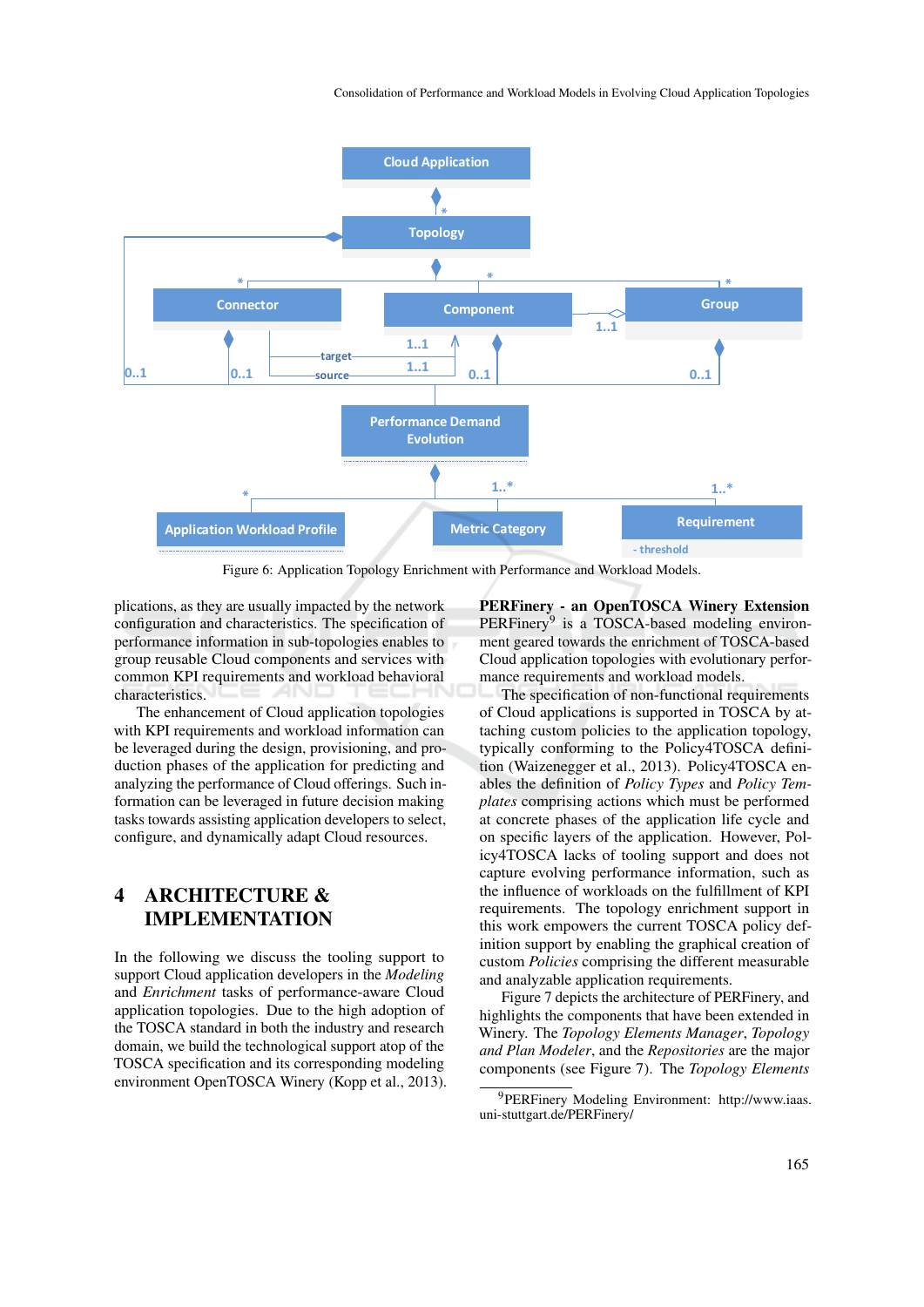Figure 6: Application Topology Enrichment with Performance and Workload Models.

plications, as they are usually impacted by the network configuration and characteristics. The specification of performance information in sub-topologies enables to group reusable Cloud components and services with common KPI requirements and workload behavioral characteristics.

The enhancement of Cloud application topologies with KPI requirements and workload information can be leveraged during the design, provisioning, and production phases of the application for predicting and analyzing the performance of Cloud offerings. Such information can be leveraged in future decision making tasks towards assisting application developers to select, configure, and dynamically adapt Cloud resources.

## 4 ARCHITECTURE & IMPLEMENTATION

In the following we discuss the tooling support to support Cloud application developers in the *Modeling* and *Enrichment* tasks of performance-aware Cloud application topologies. Due to the high adoption of the TOSCA standard in both the industry and research domain, we build the technological support atop of the TOSCA specification and its corresponding modeling environment OpenTOSCA Winery (Kopp et al., 2013).

**PERFinery - an OpenTOSCA Winery Extension** PERFinery[9] is a TOSCA-based modeling environment geared towards the enrichment of TOSCA-based Cloud application topologies with evolutionary performance requirements and workload models.

The specification of non-functional requirements of Cloud applications is supported in TOSCA by attaching custom policies to the application topology, typically conforming to the Policy4TOSCA definition (Waizenegger et al., 2013). Policy4TOSCA enables the definition of *Policy Types* and *Policy Templates* comprising actions which must be performed at concrete phases of the application life cycle and on specific layers of the application. However, Policy4TOSCA lacks of tooling support and does not capture evolving performance information, such as the influence of workloads on the fulfillment of KPI requirements. The topology enrichment support in this work empowers the current TOSCA policy definition support by enabling the graphical creation of custom *Policies* comprising the different measurable and analyzable application requirements.

Figure 7 depicts the architecture of PERFinery, and highlights the components that have been extended in Winery. The *Topology Elements Manager*, *Topology and Plan Modeler*, and the *Repositories* are the major components (see Figure 7). The *Topology Elements*

[9] PERFinery Modeling Environment: http://www.iaas.uni-stuttgart.de/PERFinery/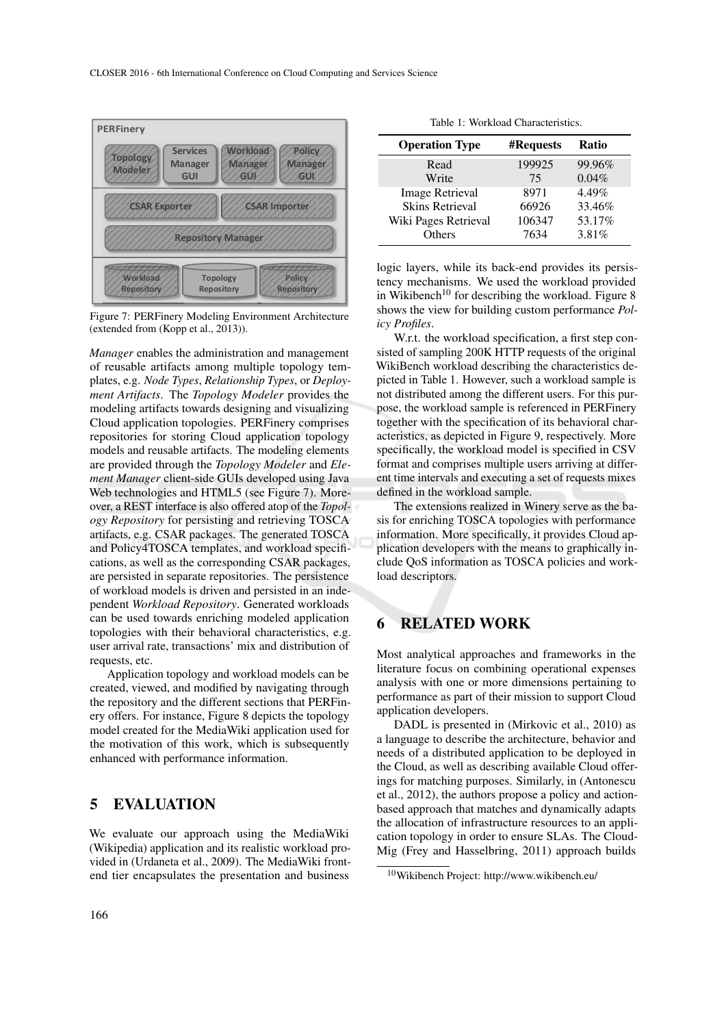Figure 7: PERFinery Modeling Environment Architecture (extended from (Kopp et al., 2013)).

*Manager* enables the administration and management of reusable artifacts among multiple topology templates, e.g. *Node Types*, *Relationship Types*, or *Deployment Artifacts*. The *Topology Modeler* provides the modeling artifacts towards designing and visualizing Cloud application topologies. PERFinery comprises repositories for storing Cloud application topology models and reusable artifacts. The modeling elements are provided through the *Topology Modeler* and *Element Manager* client-side GUIs developed using Java Web technologies and HTML5 (see Figure 7). Moreover, a REST interface is also offered atop of the *Topology Repository* for persisting and retrieving TOSCA artifacts, e.g. CSAR packages. The generated TOSCA and Policy4TOSCA templates, and workload specifications, as well as the corresponding CSAR packages, are persisted in separate repositories. The persistence of workload models is driven and persisted in an independent *Workload Repository*. Generated workloads can be used towards enriching modeled application topologies with their behavioral characteristics, e.g. user arrival rate, transactions' mix and distribution of requests, etc.

Application topology and workload models can be created, viewed, and modified by navigating through the repository and the different sections that PERFinery offers. For instance, Figure 8 depicts the topology model created for the MediaWiki application used for the motivation of this work, which is subsequently enhanced with performance information.

## 5 EVALUATION

We evaluate our approach using the MediaWiki (Wikipedia) application and its realistic workload provided in (Urdaneta et al., 2009). The MediaWiki front-end tier encapsulates the presentation and business logic layers, while its back-end provides its persistency mechanisms. We used the workload provided in Wikibench[10] for describing the workload. Figure 8 shows the view for building custom performance *Policy Profiles*.

Table 1: Workload Characteristics.

| Operation Type | #Requests | Ratio |
|---|---|---|
| Read | 199925 | 99.96% |
| Write | 75 | 0.04% |
| Image Retrieval | 8971 | 4.49% |
| Skins Retrieval | 66926 | 33.46% |
| Wiki Pages Retrieval | 106347 | 53.17% |
| Others | 7634 | 3.81% |

W.r.t. the workload specification, a first step consisted of sampling 200K HTTP requests of the original WikiBench workload describing the characteristics depicted in Table 1. However, such a workload sample is not distributed among the different users. For this purpose, the workload sample is referenced in PERFinery together with the specification of its behavioral characteristics, as depicted in Figure 9, respectively. More specifically, the workload model is specified in CSV format and comprises multiple users arriving at different time intervals and executing a set of requests mixes defined in the workload sample.

The extensions realized in Winery serve as the basis for enriching TOSCA topologies with performance information. More specifically, it provides Cloud application developers with the means to graphically include QoS information as TOSCA policies and workload descriptors.

## 6 RELATED WORK

Most analytical approaches and frameworks in the literature focus on combining operational expenses analysis with one or more dimensions pertaining to performance as part of their mission to support Cloud application developers.

DADL is presented in (Mirkovic et al., 2010) as a language to describe the architecture, behavior and needs of a distributed application to be deployed in the Cloud, as well as describing available Cloud offerings for matching purposes. Similarly, in (Antonescu et al., 2012), the authors propose a policy and action-based approach that matches and dynamically adapts the allocation of infrastructure resources to an application topology in order to ensure SLAs. The CloudMig (Frey and Hasselbring, 2011) approach builds

[10] Wikibench Project: http://www.wikibench.eu/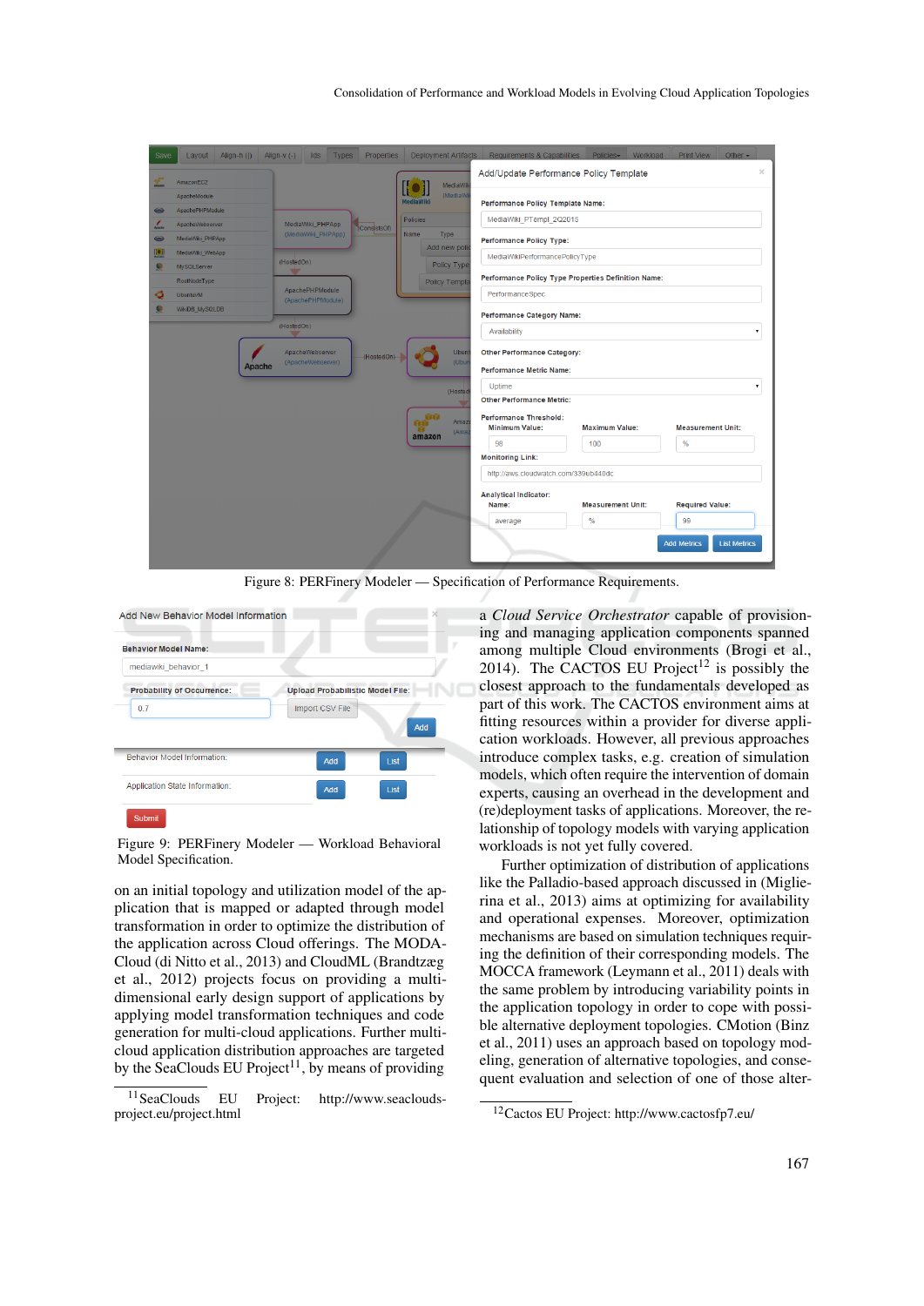Figure 8: PERFinery Modeler — Specification of Performance Requirements.

Figure 9: PERFinery Modeler — Workload Behavioral Model Specification.

on an initial topology and utilization model of the application that is mapped or adapted through model transformation in order to optimize the distribution of the application across Cloud offerings. The MODACloud (di Nitto et al., 2013) and CloudML (Brandtzæg et al., 2012) projects focus on providing a multi-dimensional early design support of applications by applying model transformation techniques and code generation for multi-cloud applications. Further multi-cloud application distribution approaches are targeted by the SeaClouds EU Project[11], by means of providing a *Cloud Service Orchestrator* capable of provisioning and managing application components spanned among multiple Cloud environments (Brogi et al., 2014). The CACTOS EU Project[12] is possibly the closest approach to the fundamentals developed as part of this work. The CACTOS environment aims at fitting resources within a provider for diverse application workloads. However, all previous approaches introduce complex tasks, e.g. creation of simulation models, which often require the intervention of domain experts, causing an overhead in the development and (re)deployment tasks of applications. Moreover, the relationship of topology models with varying application workloads is not yet fully covered.

Further optimization of distribution of applications like the Palladio-based approach discussed in (Miglierina et al., 2013) aims at optimizing for availability and operational expenses. Moreover, optimization mechanisms are based on simulation techniques requiring the definition of their corresponding models. The MOCCA framework (Leymann et al., 2011) deals with the same problem by introducing variability points in the application topology in order to cope with possible alternative deployment topologies. CMotion (Binz et al., 2011) uses an approach based on topology modeling, generation of alternative topologies, and consequent evaluation and selection of one of those alter-

[11] SeaClouds EU Project: http://www.seaclouds-project.eu/project.html

[12] Cactos EU Project: http://www.cactosfp7.eu/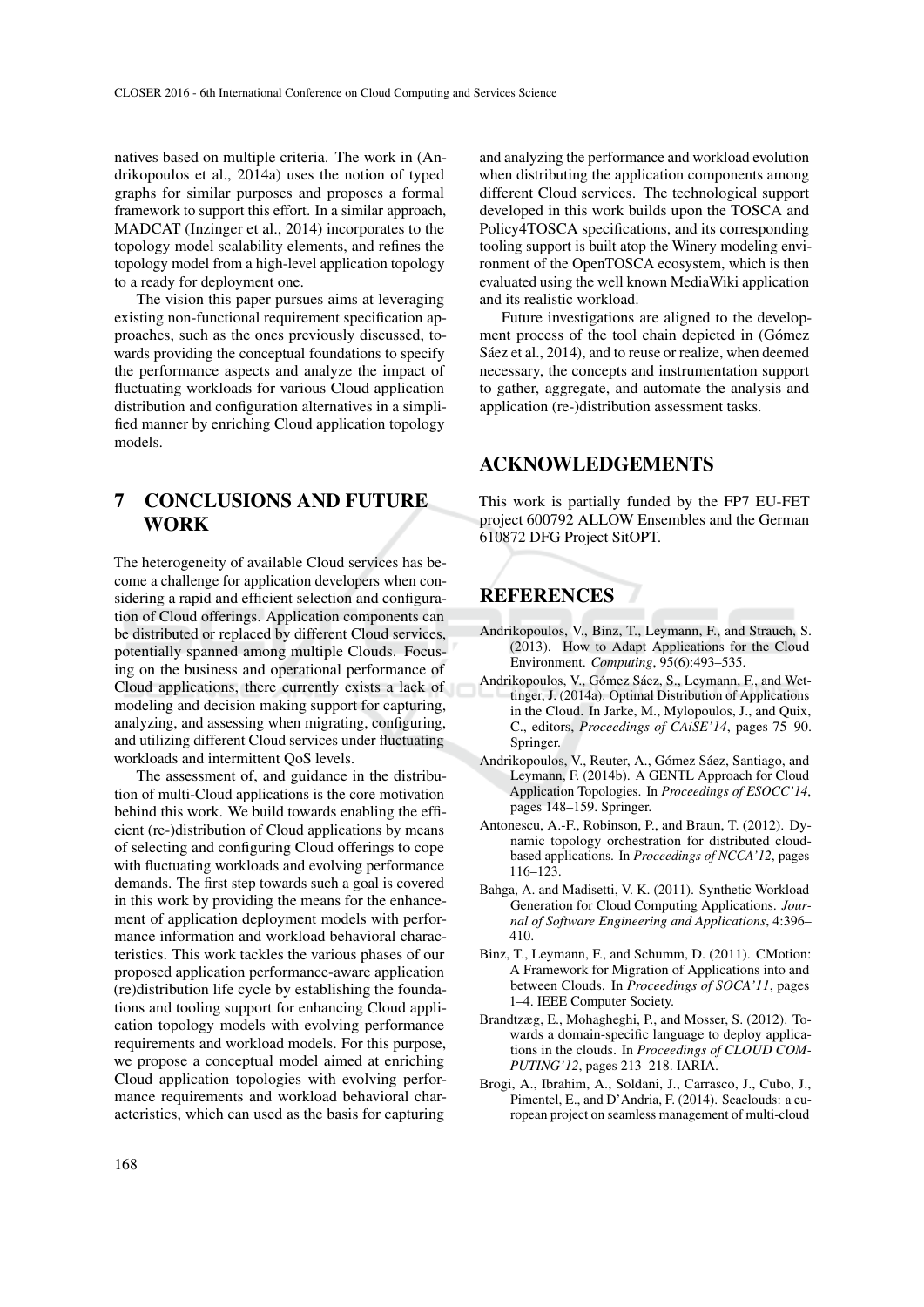natives based on multiple criteria. The work in (Andrikopoulos et al., 2014a) uses the notion of typed graphs for similar purposes and proposes a formal framework to support this effort. In a similar approach, MADCAT (Inzinger et al., 2014) incorporates to the topology model scalability elements, and refines the topology model from a high-level application topology to a ready for deployment one.

The vision this paper pursues aims at leveraging existing non-functional requirement specification approaches, such as the ones previously discussed, towards providing the conceptual foundations to specify the performance aspects and analyze the impact of fluctuating workloads for various Cloud application distribution and configuration alternatives in a simplified manner by enriching Cloud application topology models.

# 7 CONCLUSIONS AND FUTURE WORK

The heterogeneity of available Cloud services has become a challenge for application developers when considering a rapid and efficient selection and configuration of Cloud offerings. Application components can be distributed or replaced by different Cloud services, potentially spanned among multiple Clouds. Focusing on the business and operational performance of Cloud applications, there currently exists a lack of modeling and decision making support for capturing, analyzing, and assessing when migrating, configuring, and utilizing different Cloud services under fluctuating workloads and intermittent QoS levels.

The assessment of, and guidance in the distribution of multi-Cloud applications is the core motivation behind this work. We build towards enabling the efficient (re-)distribution of Cloud applications by means of selecting and configuring Cloud offerings to cope with fluctuating workloads and evolving performance demands. The first step towards such a goal is covered in this work by providing the means for the enhancement of application deployment models with performance information and workload behavioral characteristics. This work tackles the various phases of our proposed application performance-aware application (re)distribution life cycle by establishing the foundations and tooling support for enhancing Cloud application topology models with evolving performance requirements and workload models. For this purpose, we propose a conceptual model aimed at enriching Cloud application topologies with evolving performance requirements and workload behavioral characteristics, which can used as the basis for capturing and analyzing the performance and workload evolution when distributing the application components among different Cloud services. The technological support developed in this work builds upon the TOSCA and Policy4TOSCA specifications, and its corresponding tooling support is built atop the Winery modeling environment of the OpenTOSCA ecosystem, which is then evaluated using the well known MediaWiki application and its realistic workload.

Future investigations are aligned to the development process of the tool chain depicted in (Gómez Sáez et al., 2014), and to reuse or realize, when deemed necessary, the concepts and instrumentation support to gather, aggregate, and automate the analysis and application (re-)distribution assessment tasks.

# ACKNOWLEDGEMENTS

This work is partially funded by the FP7 EU-FET project 600792 ALLOW Ensembles and the German 610872 DFG Project SitOPT.

# REFERENCES

Andrikopoulos, V., Binz, T., Leymann, F., and Strauch, S. (2013). How to Adapt Applications for the Cloud Environment. *Computing*, 95(6):493–535.

Andrikopoulos, V., Gómez Sáez, S., Leymann, F., and Wettinger, J. (2014a). Optimal Distribution of Applications in the Cloud. In Jarke, M., Mylopoulos, J., and Quix, C., editors, *Proceedings of CAiSE'14*, pages 75–90. Springer.

Andrikopoulos, V., Reuter, A., Gómez Sáez, Santiago, and Leymann, F. (2014b). A GENTL Approach for Cloud Application Topologies. In *Proceedings of ESOCC'14*, pages 148–159. Springer.

Antonescu, A.-F., Robinson, P., and Braun, T. (2012). Dynamic topology orchestration for distributed cloud-based applications. In *Proceedings of NCCA'12*, pages 116–123.

Bahga, A. and Madisetti, V. K. (2011). Synthetic Workload Generation for Cloud Computing Applications. *Journal of Software Engineering and Applications*, 4:396–410.

Binz, T., Leymann, F., and Schumm, D. (2011). CMotion: A Framework for Migration of Applications into and between Clouds. In *Proceedings of SOCA'11*, pages 1–4. IEEE Computer Society.

Brandtzæg, E., Mohagheghi, P., and Mosser, S. (2012). Towards a domain-specific language to deploy applications in the clouds. In *Proceedings of CLOUD COMPUTING'12*, pages 213–218. IARIA.

Brogi, A., Ibrahim, A., Soldani, J., Carrasco, J., Cubo, J., Pimentel, E., and D'Andria, F. (2014). Seaclouds: a european project on seamless management of multi-cloud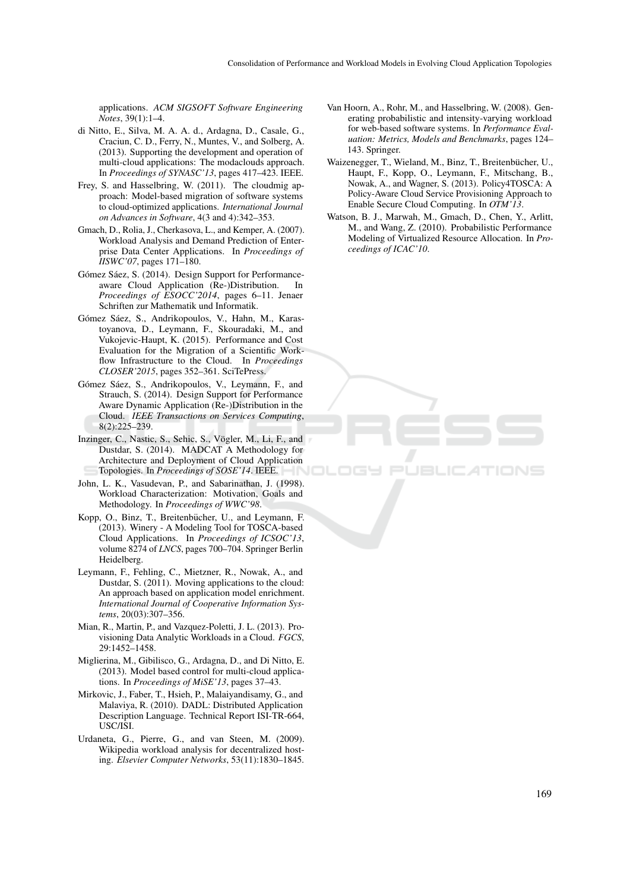applications. *ACM SIGSOFT Software Engineering Notes*, 39(1):1–4.

di Nitto, E., Silva, M. A. A. d., Ardagna, D., Casale, G., Craciun, C. D., Ferry, N., Muntes, V., and Solberg, A. (2013). Supporting the development and operation of multi-cloud applications: The modaclouds approach. In *Proceedings of SYNASC'13*, pages 417–423. IEEE.

Frey, S. and Hasselbring, W. (2011). The cloudmig approach: Model-based migration of software systems to cloud-optimized applications. *International Journal on Advances in Software*, 4(3 and 4):342–353.

Gmach, D., Rolia, J., Cherkasova, L., and Kemper, A. (2007). Workload Analysis and Demand Prediction of Enterprise Data Center Applications. In *Proceedings of IISWC'07*, pages 171–180.

Gómez Sáez, S. (2014). Design Support for Performance-aware Cloud Application (Re-)Distribution. In *Proceedings of ESOCC'2014*, pages 6–11. Jenaer Schriften zur Mathematik und Informatik.

Gómez Sáez, S., Andrikopoulos, V., Hahn, M., Karastoyanova, D., Leymann, F., Skouradaki, M., and Vukojevic-Haupt, K. (2015). Performance and Cost Evaluation for the Migration of a Scientific Workflow Infrastructure to the Cloud. In *Proceedings CLOSER'2015*, pages 352–361. SciTePress.

Gómez Sáez, S., Andrikopoulos, V., Leymann, F., and Strauch, S. (2014). Design Support for Performance Aware Dynamic Application (Re-)Distribution in the Cloud. *IEEE Transactions on Services Computing*, 8(2):225–239.

Inzinger, C., Nastic, S., Sehic, S., Vögler, M., Li, F., and Dustdar, S. (2014). MADCAT A Methodology for Architecture and Deployment of Cloud Application Topologies. In *Proceedings of SOSE'14*. IEEE.

John, L. K., Vasudevan, P., and Sabarinathan, J. (1998). Workload Characterization: Motivation, Goals and Methodology. In *Proceedings of WWC'98*.

Kopp, O., Binz, T., Breitenbücher, U., and Leymann, F. (2013). Winery - A Modeling Tool for TOSCA-based Cloud Applications. In *Proceedings of ICSOC'13*, volume 8274 of *LNCS*, pages 700–704. Springer Berlin Heidelberg.

Leymann, F., Fehling, C., Mietzner, R., Nowak, A., and Dustdar, S. (2011). Moving applications to the cloud: An approach based on application model enrichment. *International Journal of Cooperative Information Systems*, 20(03):307–356.

Mian, R., Martin, P., and Vazquez-Poletti, J. L. (2013). Provisioning Data Analytic Workloads in a Cloud. *FGCS*, 29:1452–1458.

Miglierina, M., Gibilisco, G., Ardagna, D., and Di Nitto, E. (2013). Model based control for multi-cloud applications. In *Proceedings of MiSE'13*, pages 37–43.

Mirkovic, J., Faber, T., Hsieh, P., Malaiyandisamy, G., and Malaviya, R. (2010). DADL: Distributed Application Description Language. Technical Report ISI-TR-664, USC/ISI.

Urdaneta, G., Pierre, G., and van Steen, M. (2009). Wikipedia workload analysis for decentralized hosting. *Elsevier Computer Networks*, 53(11):1830–1845.

Van Hoorn, A., Rohr, M., and Hasselbring, W. (2008). Generating probabilistic and intensity-varying workload for web-based software systems. In *Performance Evaluation: Metrics, Models and Benchmarks*, pages 124–143. Springer.

Waizenegger, T., Wieland, M., Binz, T., Breitenbücher, U., Haupt, F., Kopp, O., Leymann, F., Mitschang, B., Nowak, A., and Wagner, S. (2013). Policy4TOSCA: A Policy-Aware Cloud Service Provisioning Approach to Enable Secure Cloud Computing. In *OTM'13*.

Watson, B. J., Marwah, M., Gmach, D., Chen, Y., Arlitt, M., and Wang, Z. (2010). Probabilistic Performance Modeling of Virtualized Resource Allocation. In *Proceedings of ICAC'10*.